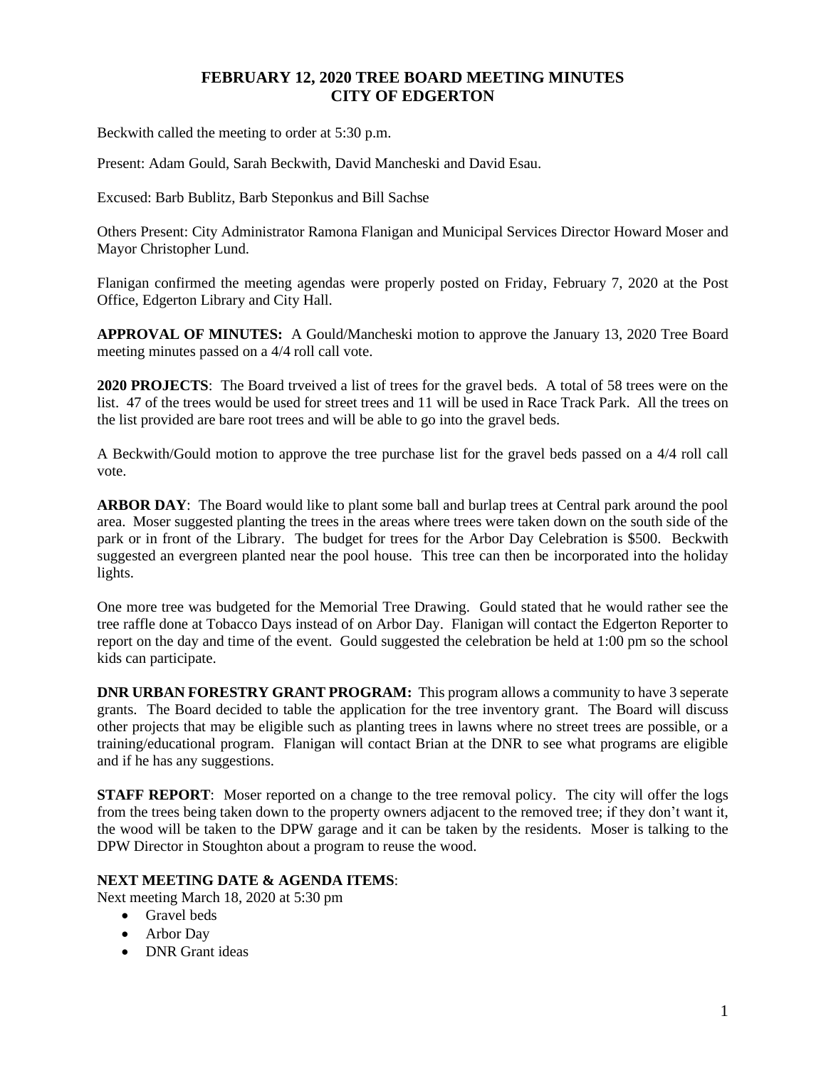# FEBRUARY 12, 2020 TREE BOARD MEETING MINUTES
# CITY OF EDGERTON

Beckwith called the meeting to order at 5:30 p.m.

Present: Adam Gould, Sarah Beckwith, David Mancheski and David Esau.

Excused: Barb Bublitz, Barb Steponkus and Bill Sachse

Others Present: City Administrator Ramona Flanigan and Municipal Services Director Howard Moser and Mayor Christopher Lund.

Flanigan confirmed the meeting agendas were properly posted on Friday, February 7, 2020 at the Post Office, Edgerton Library and City Hall.

**APPROVAL OF MINUTES:** A Gould/Mancheski motion to approve the January 13, 2020 Tree Board meeting minutes passed on a 4/4 roll call vote.

**2020 PROJECTS**: The Board trveived a list of trees for the gravel beds. A total of 58 trees were on the list. 47 of the trees would be used for street trees and 11 will be used in Race Track Park. All the trees on the list provided are bare root trees and will be able to go into the gravel beds.

A Beckwith/Gould motion to approve the tree purchase list for the gravel beds passed on a 4/4 roll call vote.

**ARBOR DAY**: The Board would like to plant some ball and burlap trees at Central park around the pool area. Moser suggested planting the trees in the areas where trees were taken down on the south side of the park or in front of the Library. The budget for trees for the Arbor Day Celebration is $500. Beckwith suggested an evergreen planted near the pool house. This tree can then be incorporated into the holiday lights.

One more tree was budgeted for the Memorial Tree Drawing. Gould stated that he would rather see the tree raffle done at Tobacco Days instead of on Arbor Day. Flanigan will contact the Edgerton Reporter to report on the day and time of the event. Gould suggested the celebration be held at 1:00 pm so the school kids can participate.

**DNR URBAN FORESTRY GRANT PROGRAM:** This program allows a community to have 3 seperate grants. The Board decided to table the application for the tree inventory grant. The Board will discuss other projects that may be eligible such as planting trees in lawns where no street trees are possible, or a training/educational program. Flanigan will contact Brian at the DNR to see what programs are eligible and if he has any suggestions.

**STAFF REPORT**: Moser reported on a change to the tree removal policy. The city will offer the logs from the trees being taken down to the property owners adjacent to the removed tree; if they don't want it, the wood will be taken to the DPW garage and it can be taken by the residents. Moser is talking to the DPW Director in Stoughton about a program to reuse the wood.

**NEXT MEETING DATE & AGENDA ITEMS**:

Next meeting March 18, 2020 at 5:30 pm

- Gravel beds
- Arbor Day
- DNR Grant ideas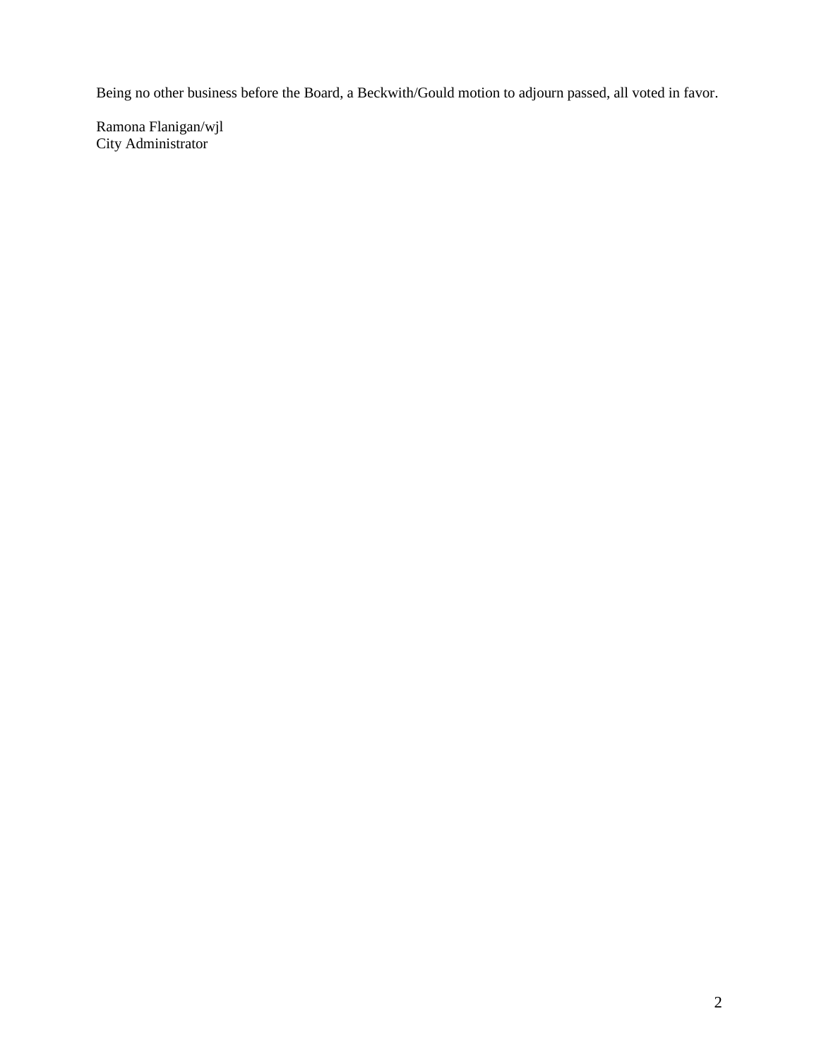Being no other business before the Board, a Beckwith/Gould motion to adjourn passed, all voted in favor.

Ramona Flanigan/wjl
City Administrator